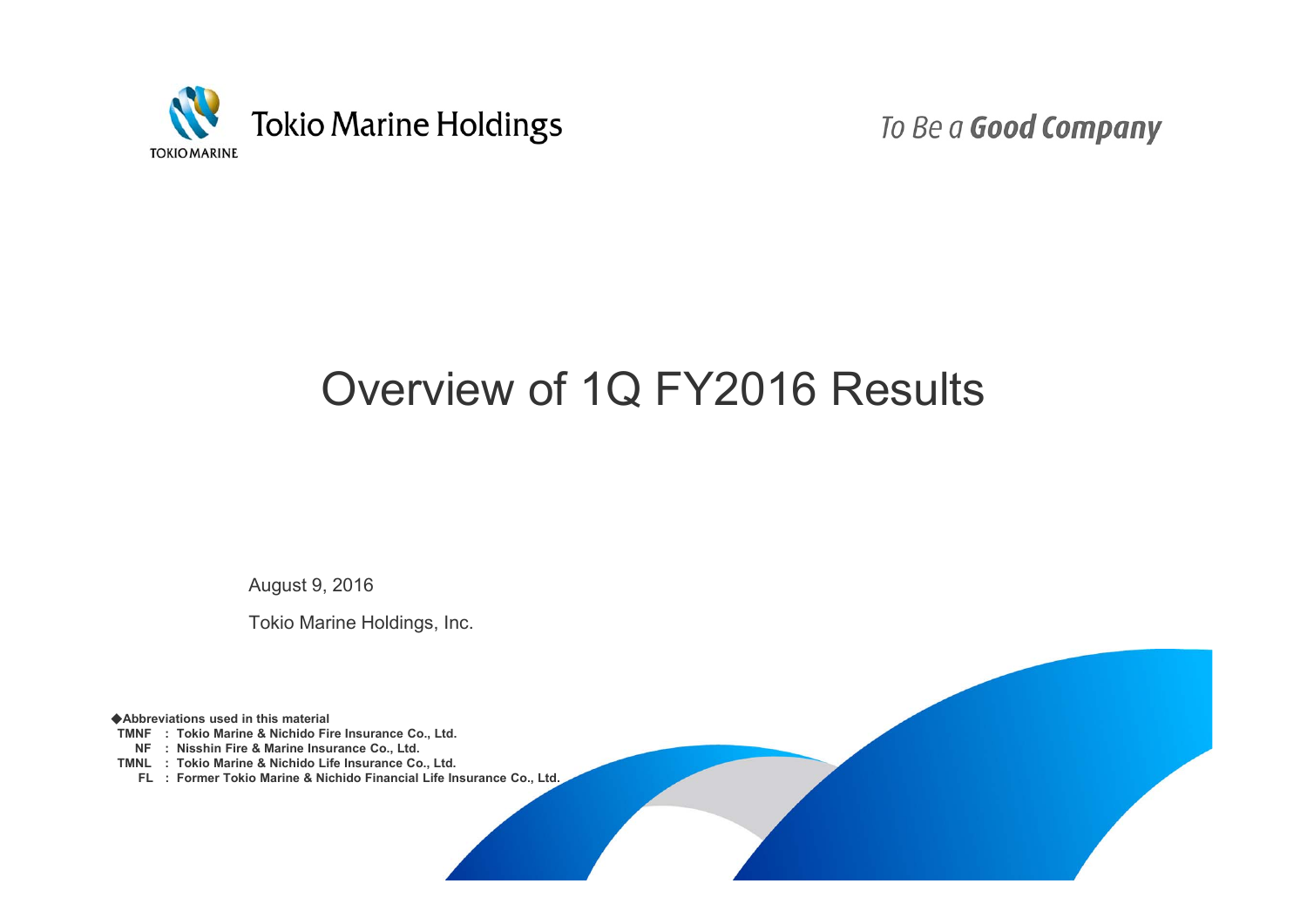Tokio Marine Holdings

TOKIO MARINE

*To Be a* ***Good Company***

# Overview of 1Q FY2016 Results

August 9, 2016

Tokio Marine Holdings, Inc.

**◆Abbreviations used in this material**

**TMNF : Tokio Marine & Nichido Fire Insurance Co., Ltd.**

**NF : Nisshin Fire & Marine Insurance Co., Ltd.**

**TMNL : Tokio Marine & Nichido Life Insurance Co., Ltd.**

**FL : Former Tokio Marine & Nichido Financial Life Insurance Co., Ltd.**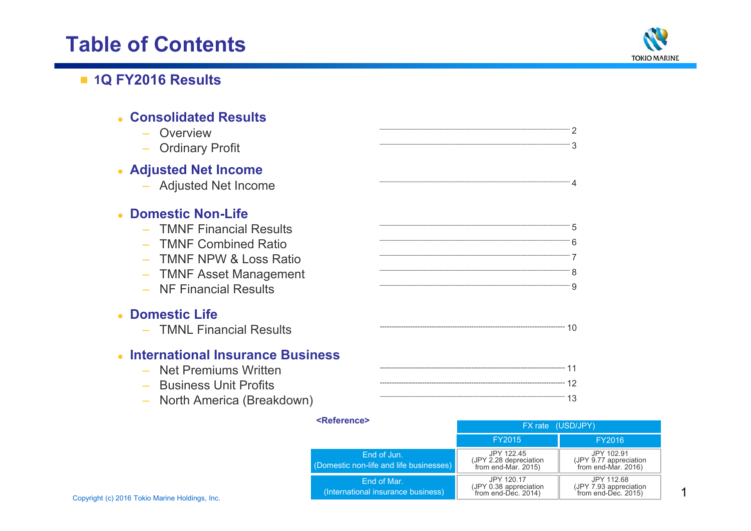# Table of Contents

## 1Q FY2016 Results

- **Consolidated Results**
  - Overview ........ 2
  - Ordinary Profit ........ 3
- **Adjusted Net Income**
  - Adjusted Net Income ........ 4
- **Domestic Non-Life**
  - TMNF Financial Results ........ 5
  - TMNF Combined Ratio ........ 6
  - TMNF NPW & Loss Ratio ........ 7
  - TMNF Asset Management ........ 8
  - NF Financial Results ........ 9
- **Domestic Life**
  - TMNL Financial Results ........ 10
- **International Insurance Business**
  - Net Premiums Written ........ 11
  - Business Unit Profits ........ 12
  - North America (Breakdown) ........ 13

**<Reference>**

| | FX rate (USD/JPY) | |
|---|---|---|
| | FY2015 | FY2016 |
| End of Jun. (Domestic non-life and life businesses) | JPY 122.45 (JPY 2.28 depreciation from end-Mar. 2015) | JPY 102.91 (JPY 9.77 appreciation from end-Mar. 2016) |
| End of Mar. (International insurance business) | JPY 120.17 (JPY 0.38 appreciation from end-Dec. 2014) | JPY 112.68 (JPY 7.93 appreciation from end-Dec. 2015) |

Copyright (c) 2016 Tokio Marine Holdings, Inc.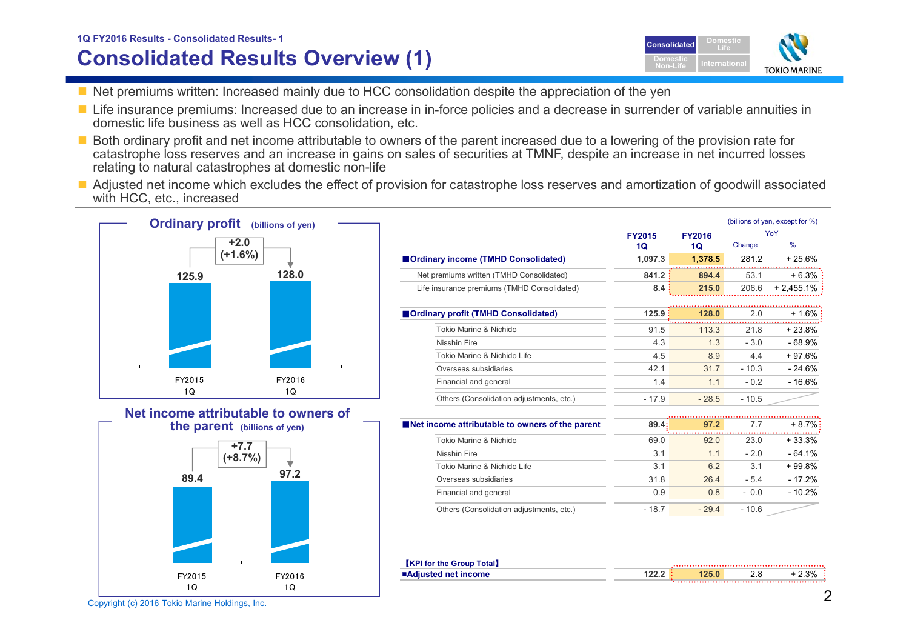1Q FY2016 Results - Consolidated Results- 1

# Consolidated Results Overview (1)

- Net premiums written: Increased mainly due to HCC consolidation despite the appreciation of the yen
- Life insurance premiums: Increased due to an increase in in-force policies and a decrease in surrender of variable annuities in domestic life business as well as HCC consolidation, etc.
- Both ordinary profit and net income attributable to owners of the parent increased due to a lowering of the provision rate for catastrophe loss reserves and an increase in gains on sales of securities at TMNF, despite an increase in net incurred losses relating to natural catastrophes at domestic non-life
- Adjusted net income which excludes the effect of provision for catastrophe loss reserves and amortization of goodwill associated with HCC, etc., increased

## Ordinary profit (billions of yen)

| | FY2015 1Q | FY2016 1Q |
|---|---|---|
| Ordinary profit | 125.9 | 128.0 |

+2.0 (+1.6%)

## Net income attributable to owners of the parent (billions of yen)

| | FY2015 1Q | FY2016 1Q |
|---|---|---|
| Net income attributable to owners of the parent | 89.4 | 97.2 |

+7.7 (+8.7%)

(billions of yen, except for %)

| | FY2015 1Q | FY2016 1Q | YoY Change | YoY % |
|---|---|---|---|---|
| **■Ordinary income (TMHD Consolidated)** | 1,097.3 | 1,378.5 | 281.2 | + 25.6% |
| Net premiums written (TMHD Consolidated) | 841.2 | 894.4 | 53.1 | + 6.3% |
| Life insurance premiums (TMHD Consolidated) | 8.4 | 215.0 | 206.6 | + 2,455.1% |
| **■Ordinary profit (TMHD Consolidated)** | 125.9 | 128.0 | 2.0 | + 1.6% |
| Tokio Marine & Nichido | 91.5 | 113.3 | 21.8 | + 23.8% |
| Nisshin Fire | 4.3 | 1.3 | - 3.0 | - 68.9% |
| Tokio Marine & Nichido Life | 4.5 | 8.9 | 4.4 | + 97.6% |
| Overseas subsidiaries | 42.1 | 31.7 | - 10.3 | - 24.6% |
| Financial and general | 1.4 | 1.1 | - 0.2 | - 16.6% |
| Others (Consolidation adjustments, etc.) | - 17.9 | - 28.5 | - 10.5 | |
| **■Net income attributable to owners of the parent** | 89.4 | 97.2 | 7.7 | + 8.7% |
| Tokio Marine & Nichido | 69.0 | 92.0 | 23.0 | + 33.3% |
| Nisshin Fire | 3.1 | 1.1 | - 2.0 | - 64.1% |
| Tokio Marine & Nichido Life | 3.1 | 6.2 | 3.1 | + 99.8% |
| Overseas subsidiaries | 31.8 | 26.4 | - 5.4 | - 17.2% |
| Financial and general | 0.9 | 0.8 | - 0.0 | - 10.2% |
| Others (Consolidation adjustments, etc.) | - 18.7 | - 29.4 | - 10.6 | |

【KPI for the Group Total】

| | FY2015 1Q | FY2016 1Q | YoY Change | YoY % |
|---|---|---|---|---|
| **■Adjusted net income** | 122.2 | 125.0 | 2.8 | + 2.3% |

Copyright (c) 2016 Tokio Marine Holdings, Inc.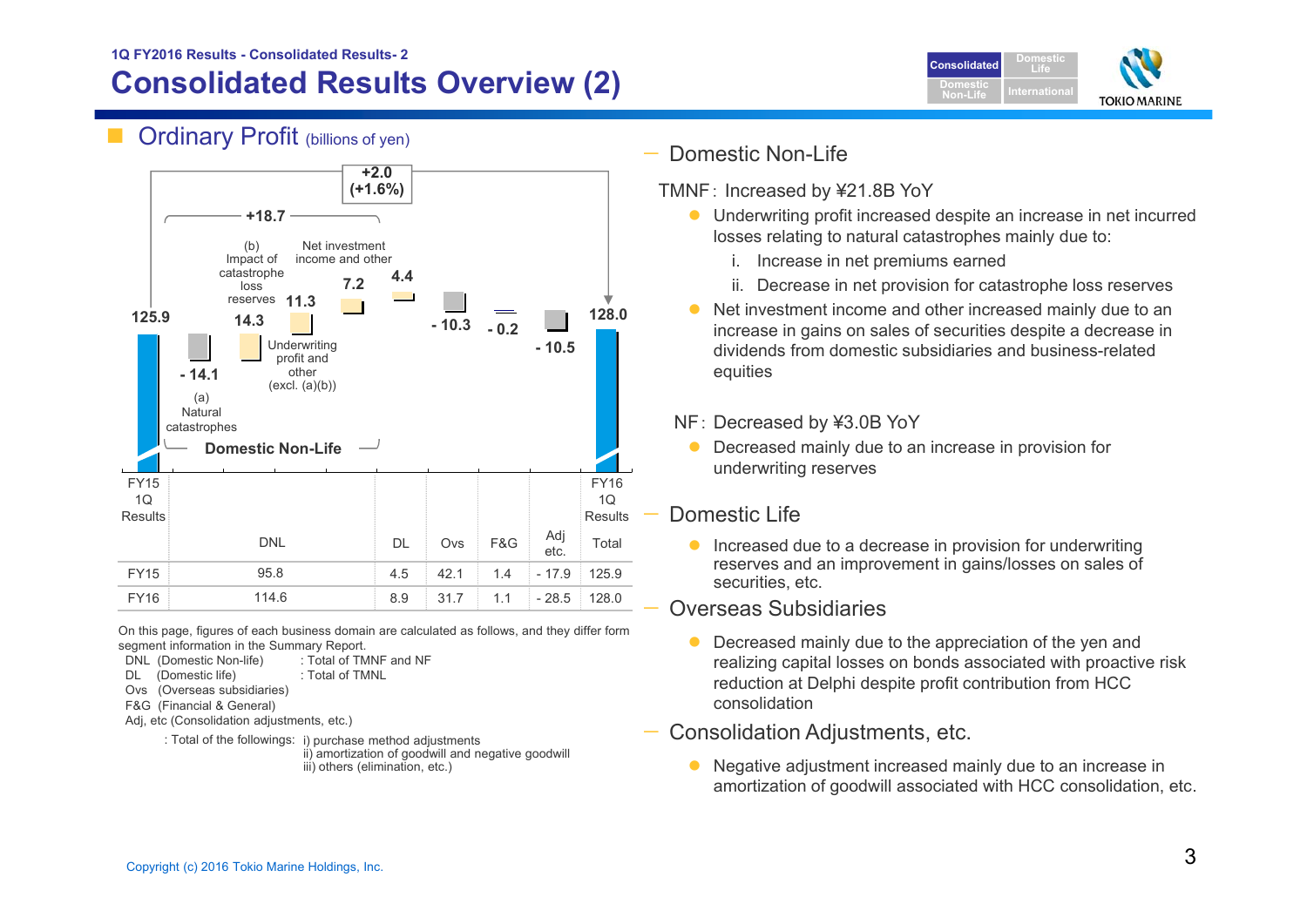1Q FY2016 Results - Consolidated Results- 2

# Consolidated Results Overview (2)

## Ordinary Profit (billions of yen)

FY15 1Q Results: 125.9
(a) Natural catastrophes: - 14.1
(b) Impact of catastrophe loss reserves: 14.3
Underwriting profit and other (excl. (a)(b)): 11.3
Net investment income and other: 7.2
Domestic Non-Life: +18.7
DL: 4.4
Ovs: - 10.3
F&G: - 0.2
Adj etc.: - 10.5
FY16 1Q Results: 128.0
+2.0 (+1.6%)

| | DNL | DL | Ovs | F&G | Adj etc. | Total |
|---|---|---|---|---|---|---|
| FY15 | 95.8 | 4.5 | 42.1 | 1.4 | - 17.9 | 125.9 |
| FY16 | 114.6 | 8.9 | 31.7 | 1.1 | - 28.5 | 128.0 |

On this page, figures of each business domain are calculated as follows, and they differ form segment information in the Summary Report.

- DNL (Domestic Non-life) : Total of TMNF and NF
- DL (Domestic life) : Total of TMNL
- Ovs (Overseas subsidiaries)
- F&G (Financial & General)
- Adj, etc (Consolidation adjustments, etc.)
  : Total of the followings: i) purchase method adjustments
  ii) amortization of goodwill and negative goodwill
  iii) others (elimination, etc.)

### Domestic Non-Life

TMNF: Increased by ¥21.8B YoY

- Underwriting profit increased despite an increase in net incurred losses relating to natural catastrophes mainly due to:
  - i. Increase in net premiums earned
  - ii. Decrease in net provision for catastrophe loss reserves
- Net investment income and other increased mainly due to an increase in gains on sales of securities despite a decrease in dividends from domestic subsidiaries and business-related equities

NF: Decreased by ¥3.0B YoY

- Decreased mainly due to an increase in provision for underwriting reserves

### Domestic Life

- Increased due to a decrease in provision for underwriting reserves and an improvement in gains/losses on sales of securities, etc.

### Overseas Subsidiaries

- Decreased mainly due to the appreciation of the yen and realizing capital losses on bonds associated with proactive risk reduction at Delphi despite profit contribution from HCC consolidation

### Consolidation Adjustments, etc.

- Negative adjustment increased mainly due to an increase in amortization of goodwill associated with HCC consolidation, etc.

Copyright (c) 2016 Tokio Marine Holdings, Inc.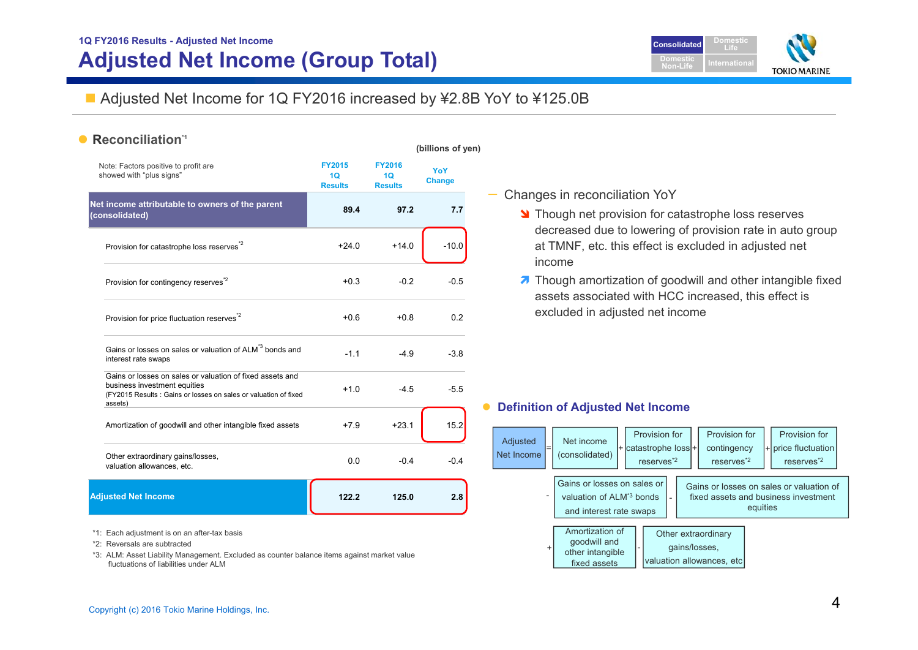1Q FY2016 Results - Adjusted Net Income

# Adjusted Net Income (Group Total)

Consolidated | Domestic Life | Domestic Non-Life | International

■ Adjusted Net Income for 1Q FY2016 increased by ¥2.8B YoY to ¥125.0B

## Reconciliation[*1]

(billions of yen)

| Note: Factors positive to profit are showed with "plus signs" | FY2015 1Q Results | FY2016 1Q Results | YoY Change |
|---|---|---|---|
| **Net income attributable to owners of the parent (consolidated)** | **89.4** | **97.2** | **7.7** |
| Provision for catastrophe loss reserves[*2] | +24.0 | +14.0 | -10.0 |
| Provision for contingency reserves[*2] | +0.3 | -0.2 | -0.5 |
| Provision for price fluctuation reserves[*2] | +0.6 | +0.8 | 0.2 |
| Gains or losses on sales or valuation of ALM[*3] bonds and interest rate swaps | -1.1 | -4.9 | -3.8 |
| Gains or losses on sales or valuation of fixed assets and business investment equities (FY2015 Results : Gains or losses on sales or valuation of fixed assets) | +1.0 | -4.5 | -5.5 |
| Amortization of goodwill and other intangible fixed assets | +7.9 | +23.1 | 15.2 |
| Other extraordinary gains/losses, valuation allowances, etc. | 0.0 | -0.4 | -0.4 |
| **Adjusted Net Income** | **122.2** | **125.0** | **2.8** |

*1: Each adjustment is on an after-tax basis
*2: Reversals are subtracted
*3: ALM: Asset Liability Management. Excluded as counter balance items against market value fluctuations of liabilities under ALM

— Changes in reconciliation YoY

- ↘ Though net provision for catastrophe loss reserves decreased due to lowering of provision rate in auto group at TMNF, etc. this effect is excluded in adjusted net income
- ↗ Though amortization of goodwill and other intangible fixed assets associated with HCC increased, this effect is excluded in adjusted net income

## Definition of Adjusted Net Income

Adjusted Net Income = Net income (consolidated) + Provision for catastrophe loss reserves[*2] + Provision for contingency reserves[*2] + Provision for price fluctuation reserves[*2]
- Gains or losses on sales or valuation of ALM[*3] bonds and interest rate swaps - Gains or losses on sales or valuation of fixed assets and business investment equities
+ Amortization of goodwill and other intangible fixed assets - Other extraordinary gains/losses, valuation allowances, etc

Copyright (c) 2016 Tokio Marine Holdings, Inc.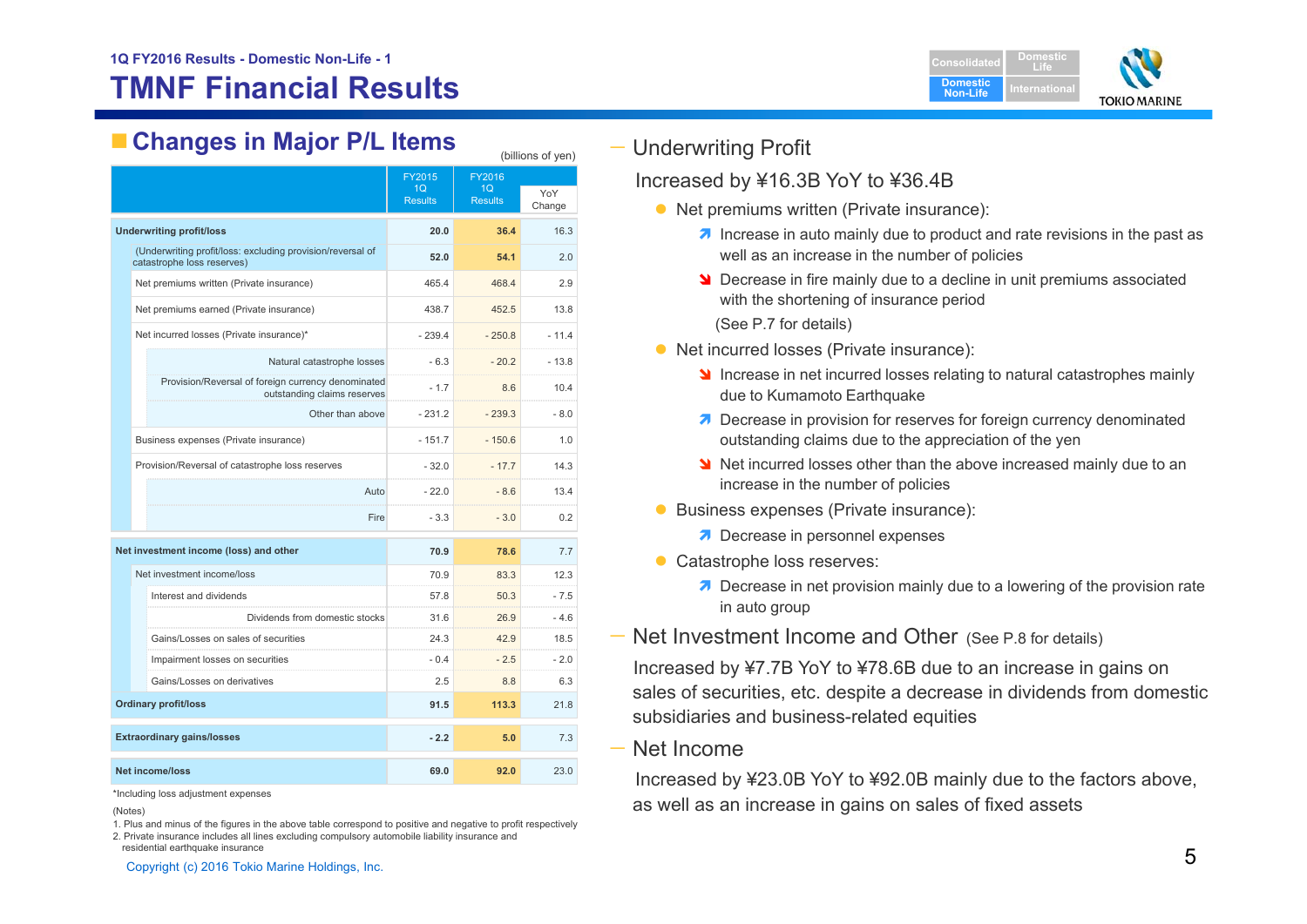1Q FY2016 Results - Domestic Non-Life - 1

# TMNF Financial Results

## Changes in Major P/L Items

(billions of yen)

| | FY2015 1Q Results | FY2016 1Q Results | YoY Change |
|---|---|---|---|
| **Underwriting profit/loss** | **20.0** | **36.4** | 16.3 |
| (Underwriting profit/loss: excluding provision/reversal of catastrophe loss reserves) | **52.0** | **54.1** | 2.0 |
| Net premiums written (Private insurance) | 465.4 | 468.4 | 2.9 |
| Net premiums earned (Private insurance) | 438.7 | 452.5 | 13.8 |
| Net incurred losses (Private insurance)* | - 239.4 | - 250.8 | - 11.4 |
| Natural catastrophe losses | - 6.3 | - 20.2 | - 13.8 |
| Provision/Reversal of foreign currency denominated outstanding claims reserves | - 1.7 | 8.6 | 10.4 |
| Other than above | - 231.2 | - 239.3 | - 8.0 |
| Business expenses (Private insurance) | - 151.7 | - 150.6 | 1.0 |
| Provision/Reversal of catastrophe loss reserves | - 32.0 | - 17.7 | 14.3 |
| Auto | - 22.0 | - 8.6 | 13.4 |
| Fire | - 3.3 | - 3.0 | 0.2 |
| **Net investment income (loss) and other** | **70.9** | **78.6** | 7.7 |
| Net investment income/loss | 70.9 | 83.3 | 12.3 |
| Interest and dividends | 57.8 | 50.3 | - 7.5 |
| Dividends from domestic stocks | 31.6 | 26.9 | - 4.6 |
| Gains/Losses on sales of securities | 24.3 | 42.9 | 18.5 |
| Impairment losses on securities | - 0.4 | - 2.5 | - 2.0 |
| Gains/Losses on derivatives | 2.5 | 8.8 | 6.3 |
| **Ordinary profit/loss** | **91.5** | **113.3** | 21.8 |
| **Extraordinary gains/losses** | **- 2.2** | **5.0** | 7.3 |
| **Net income/loss** | **69.0** | **92.0** | 23.0 |

*Including loss adjustment expenses

(Notes)
1. Plus and minus of the figures in the above table correspond to positive and negative to profit respectively
2. Private insurance includes all lines excluding compulsory automobile liability insurance and residential earthquake insurance

### Underwriting Profit

Increased by ¥16.3B YoY to ¥36.4B

- Net premiums written (Private insurance):
  - ↗ Increase in auto mainly due to product and rate revisions in the past as well as an increase in the number of policies
  - ↘ Decrease in fire mainly due to a decline in unit premiums associated with the shortening of insurance period
  
  (See P.7 for details)
- Net incurred losses (Private insurance):
  - ↘ Increase in net incurred losses relating to natural catastrophes mainly due to Kumamoto Earthquake
  - ↗ Decrease in provision for reserves for foreign currency denominated outstanding claims due to the appreciation of the yen
  - ↘ Net incurred losses other than the above increased mainly due to an increase in the number of policies
- Business expenses (Private insurance):
  - ↗ Decrease in personnel expenses
- Catastrophe loss reserves:
  - ↗ Decrease in net provision mainly due to a lowering of the provision rate in auto group

### Net Investment Income and Other (See P.8 for details)

Increased by ¥7.7B YoY to ¥78.6B due to an increase in gains on sales of securities, etc. despite a decrease in dividends from domestic subsidiaries and business-related equities

### Net Income

Increased by ¥23.0B YoY to ¥92.0B mainly due to the factors above, as well as an increase in gains on sales of fixed assets

Copyright (c) 2016 Tokio Marine Holdings, Inc.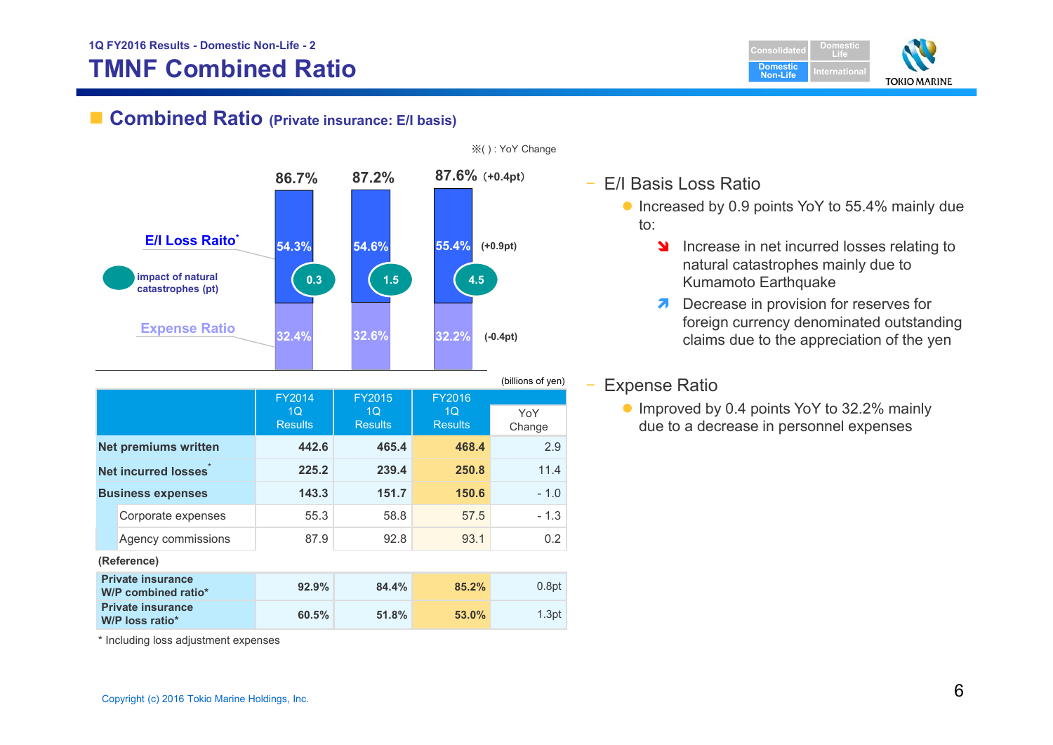1Q FY2016 Results - Domestic Non-Life - 2

# TMNF Combined Ratio

## Combined Ratio (Private insurance: E/I basis)

※( ) : YoY Change

| | FY2014 1Q | FY2015 1Q | FY2016 1Q |
|---|---|---|---|
| Combined Ratio | 86.7% | 87.2% | 87.6% (+0.4pt) |
| E/I Loss Raito* | 54.3% | 54.6% | 55.4% (+0.9pt) |
| impact of natural catastrophes (pt) | 0.3 | 1.5 | 4.5 |
| Expense Ratio | 32.4% | 32.6% | 32.2% (-0.4pt) |

(billions of yen)

| | FY2014 1Q Results | FY2015 1Q Results | FY2016 1Q Results | YoY Change |
|---|---|---|---|---|
| Net premiums written | 442.6 | 465.4 | 468.4 | 2.9 |
| Net incurred losses* | 225.2 | 239.4 | 250.8 | 11.4 |
| Business expenses | 143.3 | 151.7 | 150.6 | - 1.0 |
| Corporate expenses | 55.3 | 58.8 | 57.5 | - 1.3 |
| Agency commissions | 87.9 | 92.8 | 93.1 | 0.2 |
| **(Reference)** | | | | |
| Private insurance W/P combined ratio* | 92.9% | 84.4% | 85.2% | 0.8pt |
| Private insurance W/P loss ratio* | 60.5% | 51.8% | 53.0% | 1.3pt |

\* Including loss adjustment expenses

- E/I Basis Loss Ratio
  - Increased by 0.9 points YoY to 55.4% mainly due to:
    - ↘ Increase in net incurred losses relating to natural catastrophes mainly due to Kumamoto Earthquake
    - ↗ Decrease in provision for reserves for foreign currency denominated outstanding claims due to the appreciation of the yen
- Expense Ratio
  - Improved by 0.4 points YoY to 32.2% mainly due to a decrease in personnel expenses

Copyright (c) 2016 Tokio Marine Holdings, Inc.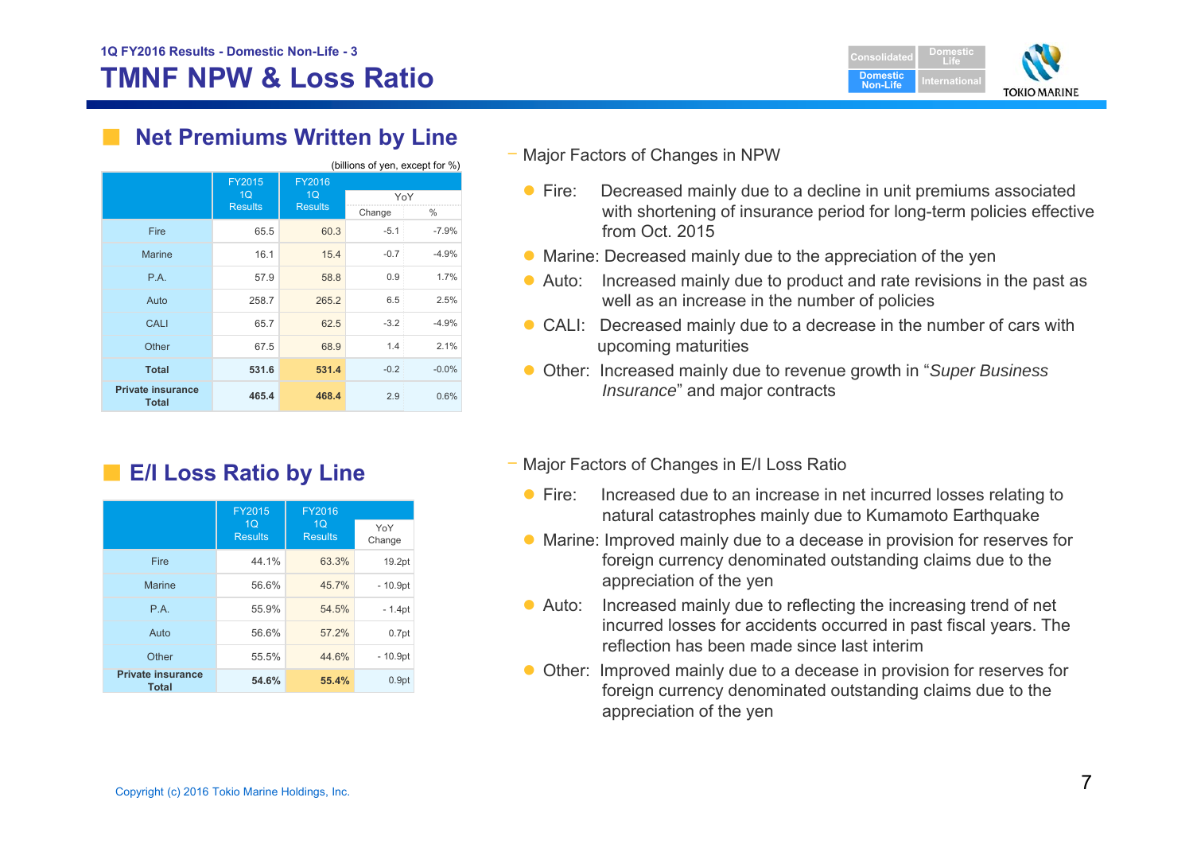1Q FY2016 Results - Domestic Non-Life - 3

# TMNF NPW & Loss Ratio

## Net Premiums Written by Line

(billions of yen, except for %)

| | FY2015 1Q Results | FY2016 1Q Results | YoY Change | YoY % |
|---|---|---|---|---|
| Fire | 65.5 | 60.3 | -5.1 | -7.9% |
| Marine | 16.1 | 15.4 | -0.7 | -4.9% |
| P.A. | 57.9 | 58.8 | 0.9 | 1.7% |
| Auto | 258.7 | 265.2 | 6.5 | 2.5% |
| CALI | 65.7 | 62.5 | -3.2 | -4.9% |
| Other | 67.5 | 68.9 | 1.4 | 2.1% |
| **Total** | **531.6** | **531.4** | -0.2 | -0.0% |
| **Private insurance Total** | **465.4** | **468.4** | 2.9 | 0.6% |

- Major Factors of Changes in NPW
  - Fire: Decreased mainly due to a decline in unit premiums associated with shortening of insurance period for long-term policies effective from Oct. 2015
  - Marine: Decreased mainly due to the appreciation of the yen
  - Auto: Increased mainly due to product and rate revisions in the past as well as an increase in the number of policies
  - CALI: Decreased mainly due to a decrease in the number of cars with upcoming maturities
  - Other: Increased mainly due to revenue growth in "*Super Business Insurance*" and major contracts

## E/I Loss Ratio by Line

| | FY2015 1Q Results | FY2016 1Q Results | YoY Change |
|---|---|---|---|
| Fire | 44.1% | 63.3% | 19.2pt |
| Marine | 56.6% | 45.7% | - 10.9pt |
| P.A. | 55.9% | 54.5% | - 1.4pt |
| Auto | 56.6% | 57.2% | 0.7pt |
| Other | 55.5% | 44.6% | - 10.9pt |
| **Private insurance Total** | **54.6%** | **55.4%** | 0.9pt |

- Major Factors of Changes in E/I Loss Ratio
  - Fire: Increased due to an increase in net incurred losses relating to natural catastrophes mainly due to Kumamoto Earthquake
  - Marine: Improved mainly due to a decease in provision for reserves for foreign currency denominated outstanding claims due to the appreciation of the yen
  - Auto: Increased mainly due to reflecting the increasing trend of net incurred losses for accidents occurred in past fiscal years. The reflection has been made since last interim
  - Other: Improved mainly due to a decease in provision for reserves for foreign currency denominated outstanding claims due to the appreciation of the yen

Copyright (c) 2016 Tokio Marine Holdings, Inc.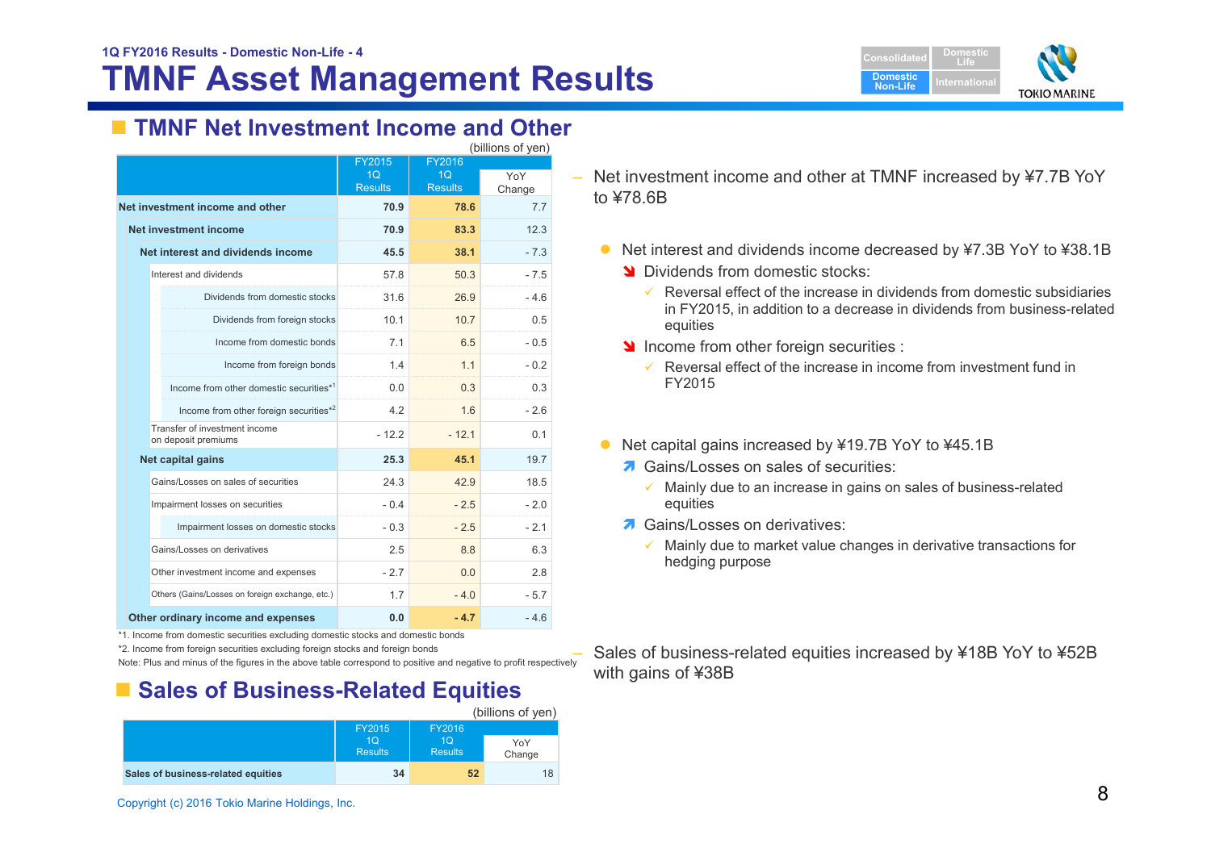1Q FY2016 Results - Domestic Non-Life - 4

# TMNF Asset Management Results

## TMNF Net Investment Income and Other

(billions of yen)

| | FY2015 1Q Results | FY2016 1Q Results | YoY Change |
|---|---|---|---|
| **Net investment income and other** | **70.9** | **78.6** | 7.7 |
| **Net investment income** | **70.9** | **83.3** | 12.3 |
| **Net interest and dividends income** | **45.5** | **38.1** | - 7.3 |
| Interest and dividends | 57.8 | 50.3 | - 7.5 |
| Dividends from domestic stocks | 31.6 | 26.9 | - 4.6 |
| Dividends from foreign stocks | 10.1 | 10.7 | 0.5 |
| Income from domestic bonds | 7.1 | 6.5 | - 0.5 |
| Income from foreign bonds | 1.4 | 1.1 | - 0.2 |
| Income from other domestic securities*1 | 0.0 | 0.3 | 0.3 |
| Income from other foreign securities*2 | 4.2 | 1.6 | - 2.6 |
| Transfer of investment income on deposit premiums | - 12.2 | - 12.1 | 0.1 |
| **Net capital gains** | **25.3** | **45.1** | 19.7 |
| Gains/Losses on sales of securities | 24.3 | 42.9 | 18.5 |
| Impairment losses on securities | - 0.4 | - 2.5 | - 2.0 |
| Impairment losses on domestic stocks | - 0.3 | - 2.5 | - 2.1 |
| Gains/Losses on derivatives | 2.5 | 8.8 | 6.3 |
| Other investment income and expenses | - 2.7 | 0.0 | 2.8 |
| Others (Gains/Losses on foreign exchange, etc.) | 1.7 | - 4.0 | - 5.7 |
| **Other ordinary income and expenses** | **0.0** | **- 4.7** | - 4.6 |

*1. Income from domestic securities excluding domestic stocks and domestic bonds

*2. Income from foreign securities excluding foreign stocks and foreign bonds

Note: Plus and minus of the figures in the above table correspond to positive and negative to profit respectively

– Net investment income and other at TMNF increased by ¥7.7B YoY to ¥78.6B

- Net interest and dividends income decreased by ¥7.3B YoY to ¥38.1B
  - Dividends from domestic stocks:
    - ✓ Reversal effect of the increase in dividends from domestic subsidiaries in FY2015, in addition to a decrease in dividends from business-related equities
  - Income from other foreign securities :
    - ✓ Reversal effect of the increase in income from investment fund in FY2015

- Net capital gains increased by ¥19.7B YoY to ¥45.1B
  - Gains/Losses on sales of securities:
    - ✓ Mainly due to an increase in gains on sales of business-related equities
  - Gains/Losses on derivatives:
    - ✓ Mainly due to market value changes in derivative transactions for hedging purpose

## Sales of Business-Related Equities

(billions of yen)

| | FY2015 1Q Results | FY2016 1Q Results | YoY Change |
|---|---|---|---|
| **Sales of business-related equities** | **34** | **52** | 18 |

– Sales of business-related equities increased by ¥18B YoY to ¥52B with gains of ¥38B

Copyright (c) 2016 Tokio Marine Holdings, Inc.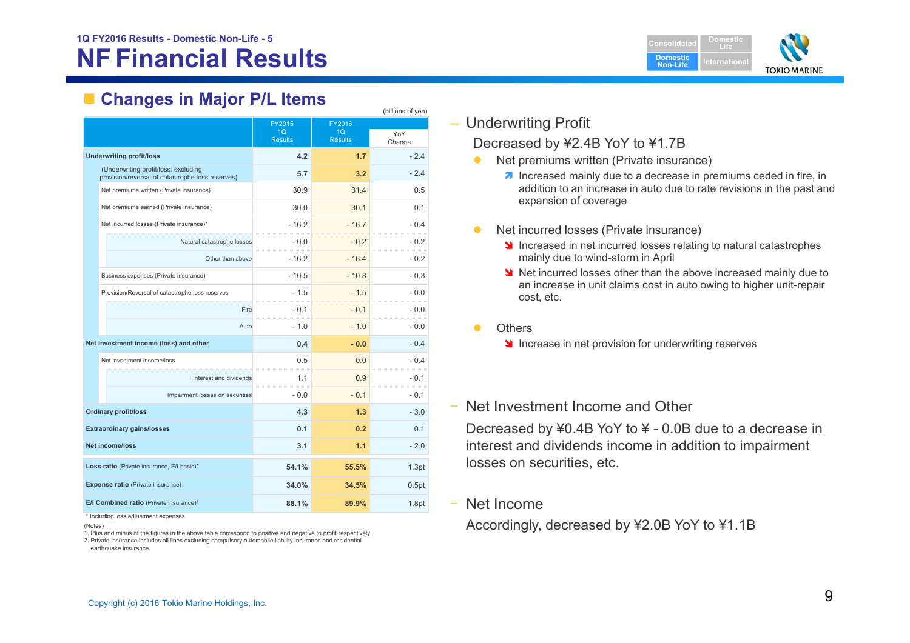1Q FY2016 Results - Domestic Non-Life - 5

# NF Financial Results

## Changes in Major P/L Items

(billions of yen)

| | FY2015 1Q Results | FY2016 1Q Results | YoY Change |
|---|---|---|---|
| **Underwriting profit/loss** | **4.2** | **1.7** | - 2.4 |
| (Underwriting profit/loss: excluding provision/reversal of catastrophe loss reserves) | **5.7** | **3.2** | - 2.4 |
| Net premiums written (Private insurance) | 30.9 | 31.4 | 0.5 |
| Net premiums earned (Private insurance) | 30.0 | 30.1 | 0.1 |
| Net incurred losses (Private insurance)* | - 16.2 | - 16.7 | - 0.4 |
| Natural catastrophe losses | - 0.0 | - 0.2 | - 0.2 |
| Other than above | - 16.2 | - 16.4 | - 0.2 |
| Business expenses (Private insurance) | - 10.5 | - 10.8 | - 0.3 |
| Provision/Reversal of catastrophe loss reserves | - 1.5 | - 1.5 | - 0.0 |
| Fire | - 0.1 | - 0.1 | - 0.0 |
| Auto | - 1.0 | - 1.0 | - 0.0 |
| **Net investment income (loss) and other** | **0.4** | **- 0.0** | - 0.4 |
| Net investment income/loss | 0.5 | 0.0 | - 0.4 |
| Interest and dividends | 1.1 | 0.9 | - 0.1 |
| Impairment losses on securities | - 0.0 | - 0.1 | - 0.1 |
| **Ordinary profit/loss** | **4.3** | **1.3** | - 3.0 |
| **Extraordinary gains/losses** | **0.1** | **0.2** | 0.1 |
| **Net income/loss** | **3.1** | **1.1** | - 2.0 |
| **Loss ratio** (Private insurance, E/I basis)* | **54.1%** | **55.5%** | 1.3pt |
| **Expense ratio** (Private insurance) | **34.0%** | **34.5%** | 0.5pt |
| **E/I Combined ratio** (Private insurance)* | **88.1%** | **89.9%** | 1.8pt |

\* Including loss adjustment expenses

(Notes)
1. Plus and minus of the figures in the above table correspond to positive and negative to profit respectively
2. Private insurance includes all lines excluding compulsory automobile liability insurance and residential earthquake insurance

– Underwriting Profit

Decreased by ¥2.4B YoY to ¥1.7B

- Net premiums written (Private insurance)
  - ↗ Increased mainly due to a decrease in premiums ceded in fire, in addition to an increase in auto due to rate revisions in the past and expansion of coverage
- Net incurred losses (Private insurance)
  - ↘ Increased in net incurred losses relating to natural catastrophes mainly due to wind-storm in April
  - ↘ Net incurred losses other than the above increased mainly due to an increase in unit claims cost in auto owing to higher unit-repair cost, etc.
- Others
  - ↘ Increase in net provision for underwriting reserves

– Net Investment Income and Other

Decreased by ¥0.4B YoY to ¥ - 0.0B due to a decrease in interest and dividends income in addition to impairment losses on securities, etc.

– Net Income

Accordingly, decreased by ¥2.0B YoY to ¥1.1B

Copyright (c) 2016 Tokio Marine Holdings, Inc.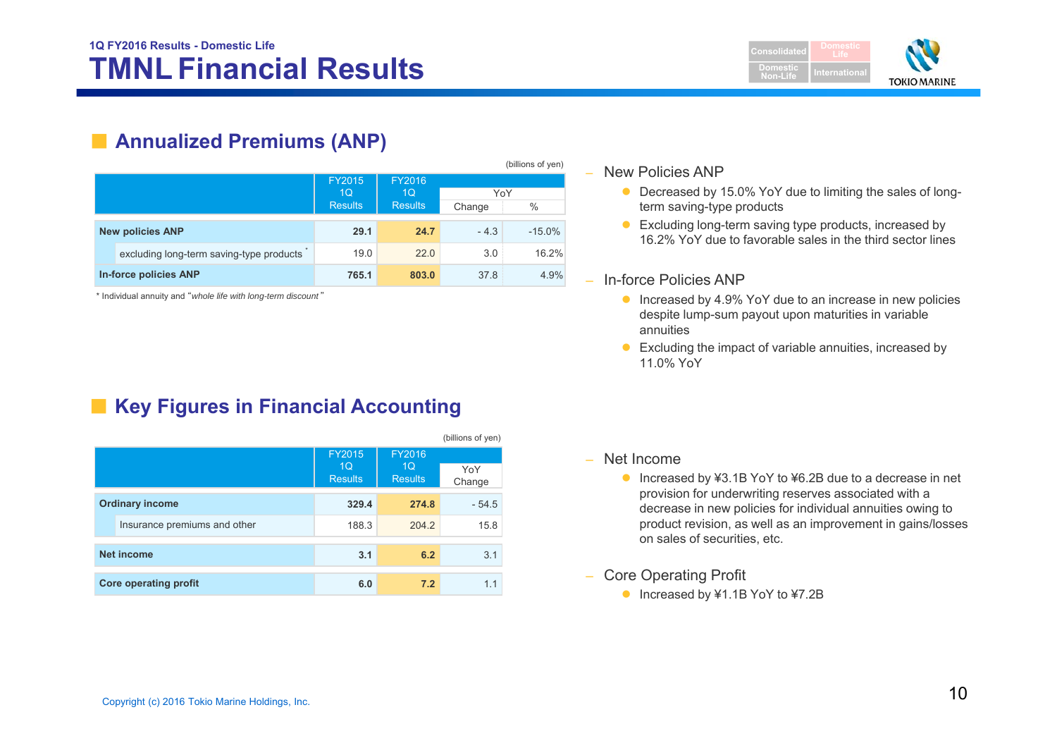1Q FY2016 Results - Domestic Life

# TMNL Financial Results

## Annualized Premiums (ANP)

(billions of yen)

| | FY2015 1Q Results | FY2016 1Q Results | YoY Change | YoY % |
|---|---|---|---|---|
| **New policies ANP** | **29.1** | **24.7** | - 4.3 | -15.0% |
| excluding long-term saving-type products * | 19.0 | 22.0 | 3.0 | 16.2% |
| **In-force policies ANP** | **765.1** | **803.0** | 37.8 | 4.9% |

\* Individual annuity and "*whole life with long-term discount*"

- New Policies ANP
  - Decreased by 15.0% YoY due to limiting the sales of long-term saving-type products
  - Excluding long-term saving type products, increased by 16.2% YoY due to favorable sales in the third sector lines
- In-force Policies ANP
  - Increased by 4.9% YoY due to an increase in new policies despite lump-sum payout upon maturities in variable annuities
  - Excluding the impact of variable annuities, increased by 11.0% YoY

## Key Figures in Financial Accounting

(billions of yen)

| | FY2015 1Q Results | FY2016 1Q Results | YoY Change |
|---|---|---|---|
| **Ordinary income** | **329.4** | **274.8** | - 54.5 |
| Insurance premiums and other | 188.3 | 204.2 | 15.8 |
| **Net income** | **3.1** | **6.2** | 3.1 |
| **Core operating profit** | **6.0** | **7.2** | 1.1 |

- Net Income
  - Increased by ¥3.1B YoY to ¥6.2B due to a decrease in net provision for underwriting reserves associated with a decrease in new policies for individual annuities owing to product revision, as well as an improvement in gains/losses on sales of securities, etc.
- Core Operating Profit
  - Increased by ¥1.1B YoY to ¥7.2B

Copyright (c) 2016 Tokio Marine Holdings, Inc.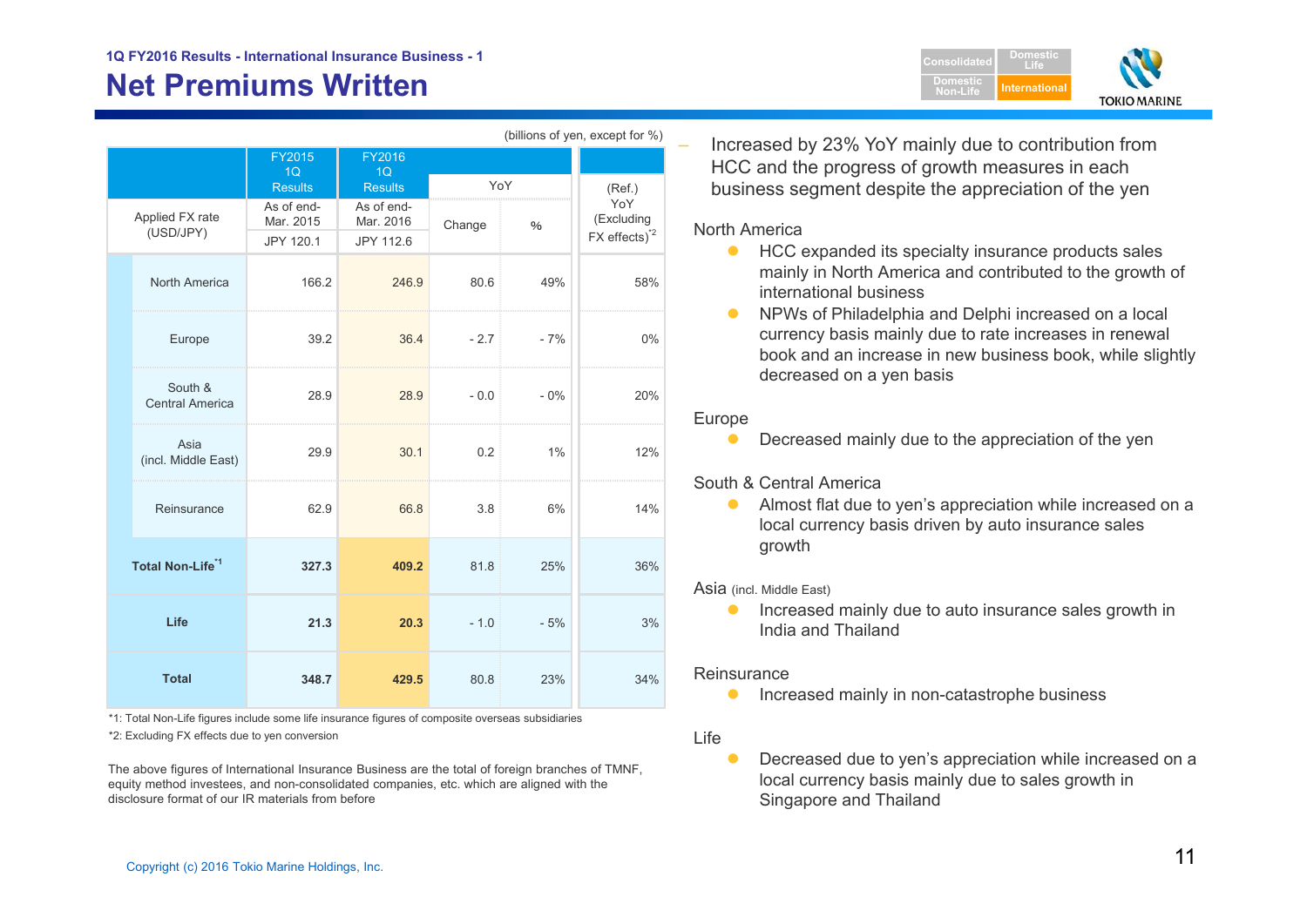1Q FY2016 Results - International Insurance Business - 1

# Net Premiums Written

(billions of yen, except for %)

| | FY2015 1Q Results | FY2016 1Q Results | YoY | | (Ref.) YoY (Excluding FX effects)[*2] |
|---|---|---|---|---|---|
| Applied FX rate (USD/JPY) | As of end-Mar. 2015 JPY 120.1 | As of end-Mar. 2016 JPY 112.6 | Change | % | |
| North America | 166.2 | 246.9 | 80.6 | 49% | 58% |
| Europe | 39.2 | 36.4 | - 2.7 | - 7% | 0% |
| South & Central America | 28.9 | 28.9 | - 0.0 | - 0% | 20% |
| Asia (incl. Middle East) | 29.9 | 30.1 | 0.2 | 1% | 12% |
| Reinsurance | 62.9 | 66.8 | 3.8 | 6% | 14% |
| **Total Non-Life[*1]** | **327.3** | **409.2** | 81.8 | 25% | 36% |
| **Life** | **21.3** | **20.3** | - 1.0 | - 5% | 3% |
| **Total** | **348.7** | **429.5** | 80.8 | 23% | 34% |

*1: Total Non-Life figures include some life insurance figures of composite overseas subsidiaries

*2: Excluding FX effects due to yen conversion

The above figures of International Insurance Business are the total of foreign branches of TMNF, equity method investees, and non-consolidated companies, etc. which are aligned with the disclosure format of our IR materials from before

- Increased by 23% YoY mainly due to contribution from HCC and the progress of growth measures in each business segment despite the appreciation of the yen

North America
- HCC expanded its specialty insurance products sales mainly in North America and contributed to the growth of international business
- NPWs of Philadelphia and Delphi increased on a local currency basis mainly due to rate increases in renewal book and an increase in new business book, while slightly decreased on a yen basis

Europe
- Decreased mainly due to the appreciation of the yen

South & Central America
- Almost flat due to yen's appreciation while increased on a local currency basis driven by auto insurance sales growth

Asia (incl. Middle East)
- Increased mainly due to auto insurance sales growth in India and Thailand

Reinsurance
- Increased mainly in non-catastrophe business

Life
- Decreased due to yen's appreciation while increased on a local currency basis mainly due to sales growth in Singapore and Thailand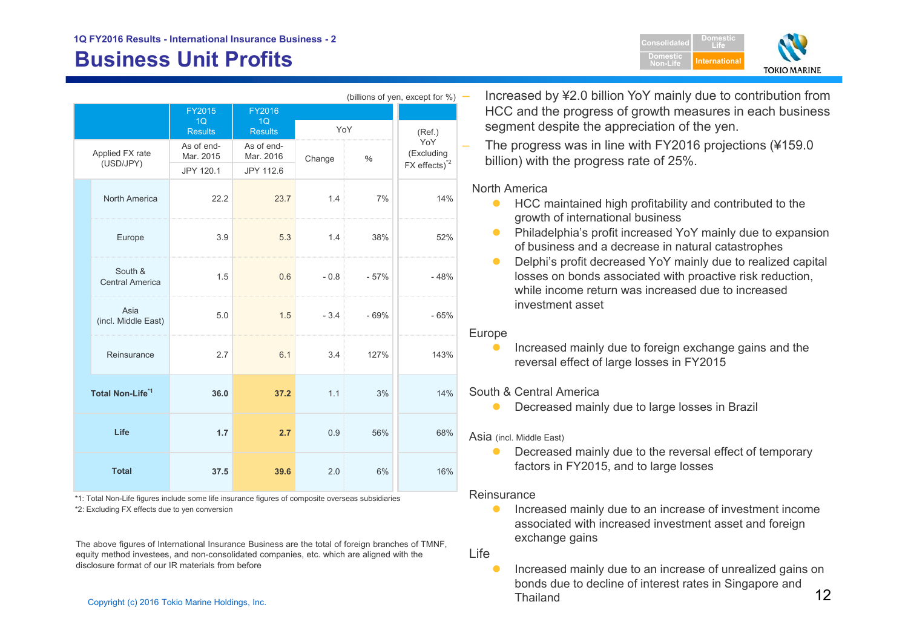1Q FY2016 Results - International Insurance Business - 2

# Business Unit Profits

(billions of yen, except for %)

| | FY2015 1Q Results | FY2016 1Q Results | YoY | | (Ref.) YoY (Excluding FX effects)[*2] |
|---|---|---|---|---|---|
| Applied FX rate (USD/JPY) | As of end-Mar. 2015 JPY 120.1 | As of end-Mar. 2016 JPY 112.6 | Change | % | |
| North America | 22.2 | 23.7 | 1.4 | 7% | 14% |
| Europe | 3.9 | 5.3 | 1.4 | 38% | 52% |
| South & Central America | 1.5 | 0.6 | - 0.8 | - 57% | - 48% |
| Asia (incl. Middle East) | 5.0 | 1.5 | - 3.4 | - 69% | - 65% |
| Reinsurance | 2.7 | 6.1 | 3.4 | 127% | 143% |
| **Total Non-Life**[*1] | **36.0** | **37.2** | 1.1 | 3% | 14% |
| **Life** | **1.7** | **2.7** | 0.9 | 56% | 68% |
| **Total** | **37.5** | **39.6** | 2.0 | 6% | 16% |

*1: Total Non-Life figures include some life insurance figures of composite overseas subsidiaries

*2: Excluding FX effects due to yen conversion

The above figures of International Insurance Business are the total of foreign branches of TMNF, equity method investees, and non-consolidated companies, etc. which are aligned with the disclosure format of our IR materials from before

- Increased by ¥2.0 billion YoY mainly due to contribution from HCC and the progress of growth measures in each business segment despite the appreciation of the yen.
- The progress was in line with FY2016 projections (¥159.0 billion) with the progress rate of 25%.

North America

- HCC maintained high profitability and contributed to the growth of international business
- Philadelphia's profit increased YoY mainly due to expansion of business and a decrease in natural catastrophes
- Delphi's profit decreased YoY mainly due to realized capital losses on bonds associated with proactive risk reduction, while income return was increased due to increased investment asset

Europe

- Increased mainly due to foreign exchange gains and the reversal effect of large losses in FY2015

South & Central America

- Decreased mainly due to large losses in Brazil

Asia (incl. Middle East)

- Decreased mainly due to the reversal effect of temporary factors in FY2015, and to large losses

Reinsurance

- Increased mainly due to an increase of investment income associated with increased investment asset and foreign exchange gains

Life

- Increased mainly due to an increase of unrealized gains on bonds due to decline of interest rates in Singapore and Thailand

Copyright (c) 2016 Tokio Marine Holdings, Inc.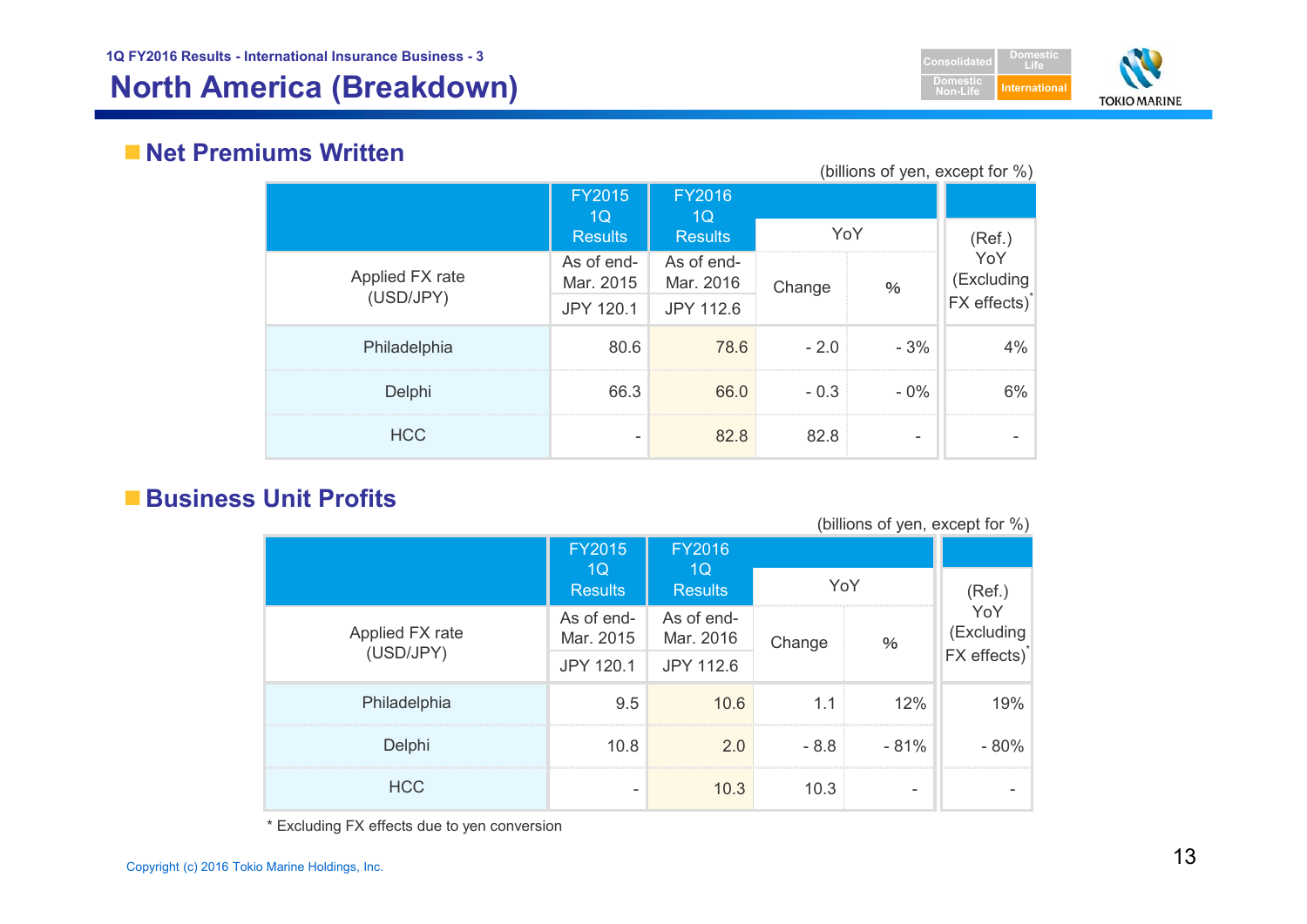# North America (Breakdown)

## Net Premiums Written

(billions of yen, except for %)

| | FY2015 1Q Results | FY2016 1Q Results | YoY | | (Ref.) YoY (Excluding FX effects)* |
|---|---|---|---|---|---|
| Applied FX rate (USD/JPY) | As of end-Mar. 2015<br>JPY 120.1 | As of end-Mar. 2016<br>JPY 112.6 | Change | % | |
| Philadelphia | 80.6 | 78.6 | - 2.0 | - 3% | 4% |
| Delphi | 66.3 | 66.0 | - 0.3 | - 0% | 6% |
| HCC | - | 82.8 | 82.8 | - | - |

## Business Unit Profits

(billions of yen, except for %)

| | FY2015 1Q Results | FY2016 1Q Results | YoY | | (Ref.) YoY (Excluding FX effects)* |
|---|---|---|---|---|---|
| Applied FX rate (USD/JPY) | As of end-Mar. 2015<br>JPY 120.1 | As of end-Mar. 2016<br>JPY 112.6 | Change | % | |
| Philadelphia | 9.5 | 10.6 | 1.1 | 12% | 19% |
| Delphi | 10.8 | 2.0 | - 8.8 | - 81% | - 80% |
| HCC | - | 10.3 | 10.3 | - | - |

* Excluding FX effects due to yen conversion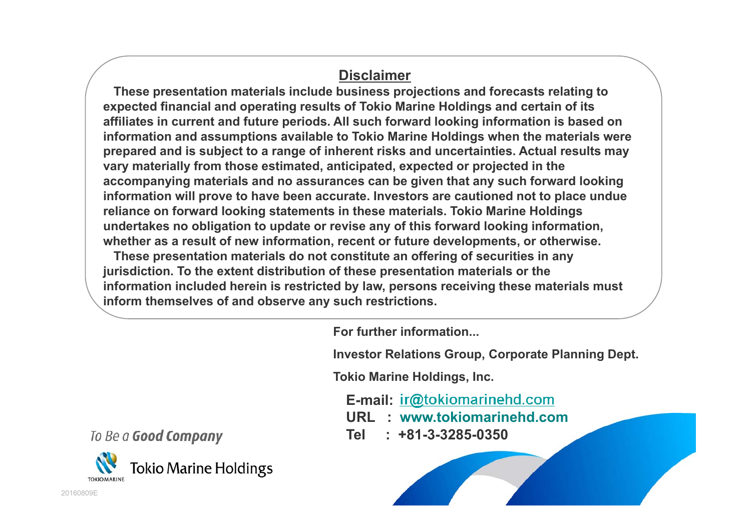## Disclaimer

These presentation materials include business projections and forecasts relating to expected financial and operating results of Tokio Marine Holdings and certain of its affiliates in current and future periods. All such forward looking information is based on information and assumptions available to Tokio Marine Holdings when the materials were prepared and is subject to a range of inherent risks and uncertainties. Actual results may vary materially from those estimated, anticipated, expected or projected in the accompanying materials and no assurances can be given that any such forward looking information will prove to have been accurate. Investors are cautioned not to place undue reliance on forward looking statements in these materials. Tokio Marine Holdings undertakes no obligation to update or revise any of this forward looking information, whether as a result of new information, recent or future developments, or otherwise.

These presentation materials do not constitute an offering of securities in any jurisdiction. To the extent distribution of these presentation materials or the information included herein is restricted by law, persons receiving these materials must inform themselves of and observe any such restrictions.

**For further information...**

**Investor Relations Group, Corporate Planning Dept.**

**Tokio Marine Holdings, Inc.**

**E-mail:** ir@tokiomarinehd.com
**URL :** www.tokiomarinehd.com
**Tel : +81-3-3285-0350**

*To Be a* ***Good Company***

Tokio Marine Holdings

20160809E